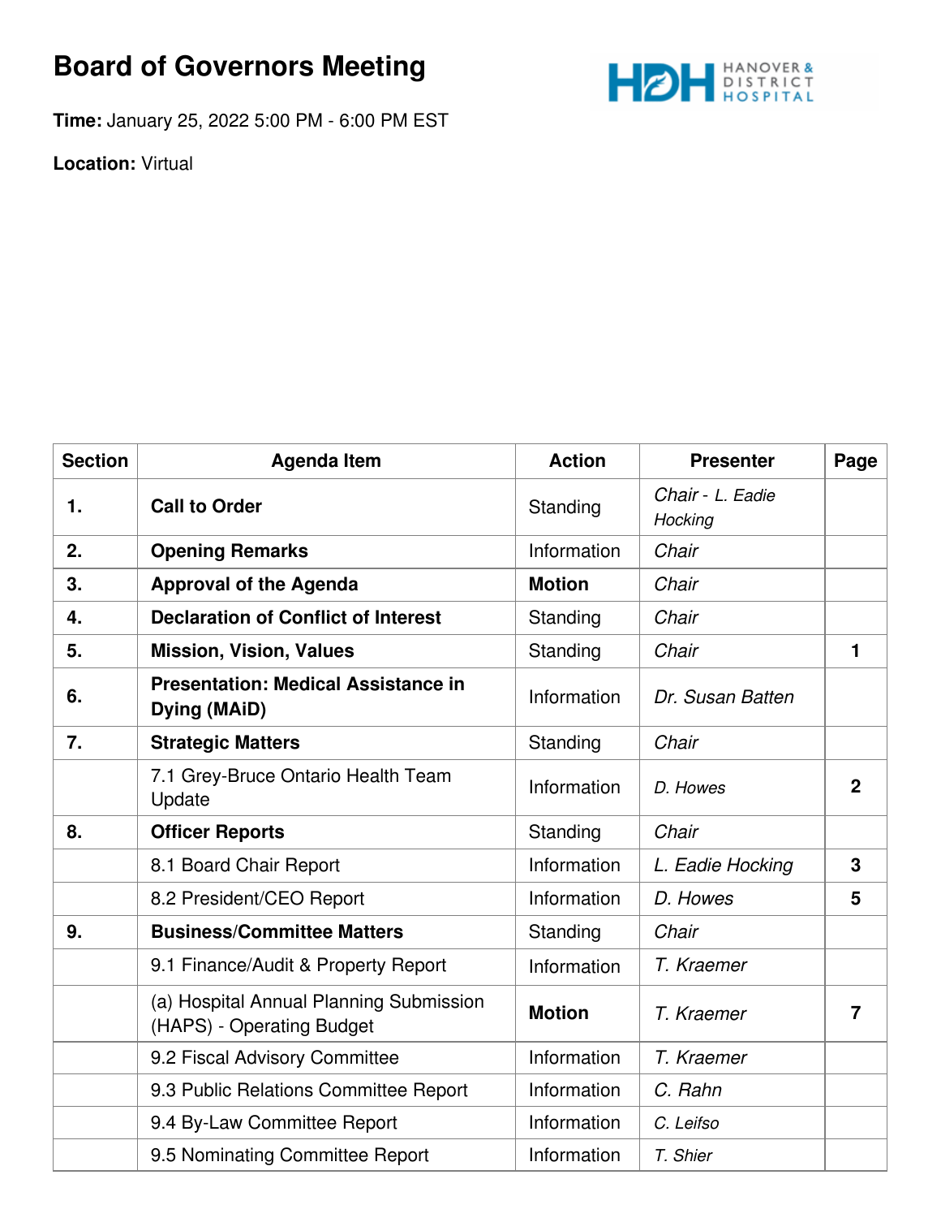# Board of Governors Meeting

**Time:** January 25, 2022 5:00 PM - 6:00 PM EST

**Location:** Virtual

HANOVER & DISTRICT HOSPITAL

| Section | Agenda Item | Action | Presenter | Page |
|---|---|---|---|---|
| 1. | **Call to Order** | Standing | *Chair - L. Eadie Hocking* | |
| 2. | **Opening Remarks** | Information | *Chair* | |
| 3. | **Approval of the Agenda** | **Motion** | *Chair* | |
| 4. | **Declaration of Conflict of Interest** | Standing | *Chair* | |
| 5. | **Mission, Vision, Values** | Standing | *Chair* | **1** |
| 6. | **Presentation: Medical Assistance in Dying (MAiD)** | Information | *Dr. Susan Batten* | |
| 7. | **Strategic Matters** | Standing | *Chair* | |
| | 7.1 Grey-Bruce Ontario Health Team Update | Information | *D. Howes* | **2** |
| 8. | **Officer Reports** | Standing | *Chair* | |
| | 8.1 Board Chair Report | Information | *L. Eadie Hocking* | **3** |
| | 8.2 President/CEO Report | Information | *D. Howes* | **5** |
| 9. | **Business/Committee Matters** | Standing | *Chair* | |
| | 9.1 Finance/Audit & Property Report | Information | *T. Kraemer* | |
| | (a) Hospital Annual Planning Submission (HAPS) - Operating Budget | **Motion** | *T. Kraemer* | **7** |
| | 9.2 Fiscal Advisory Committee | Information | *T. Kraemer* | |
| | 9.3 Public Relations Committee Report | Information | *C. Rahn* | |
| | 9.4 By-Law Committee Report | Information | *C. Leifso* | |
| | 9.5 Nominating Committee Report | Information | *T. Shier* | |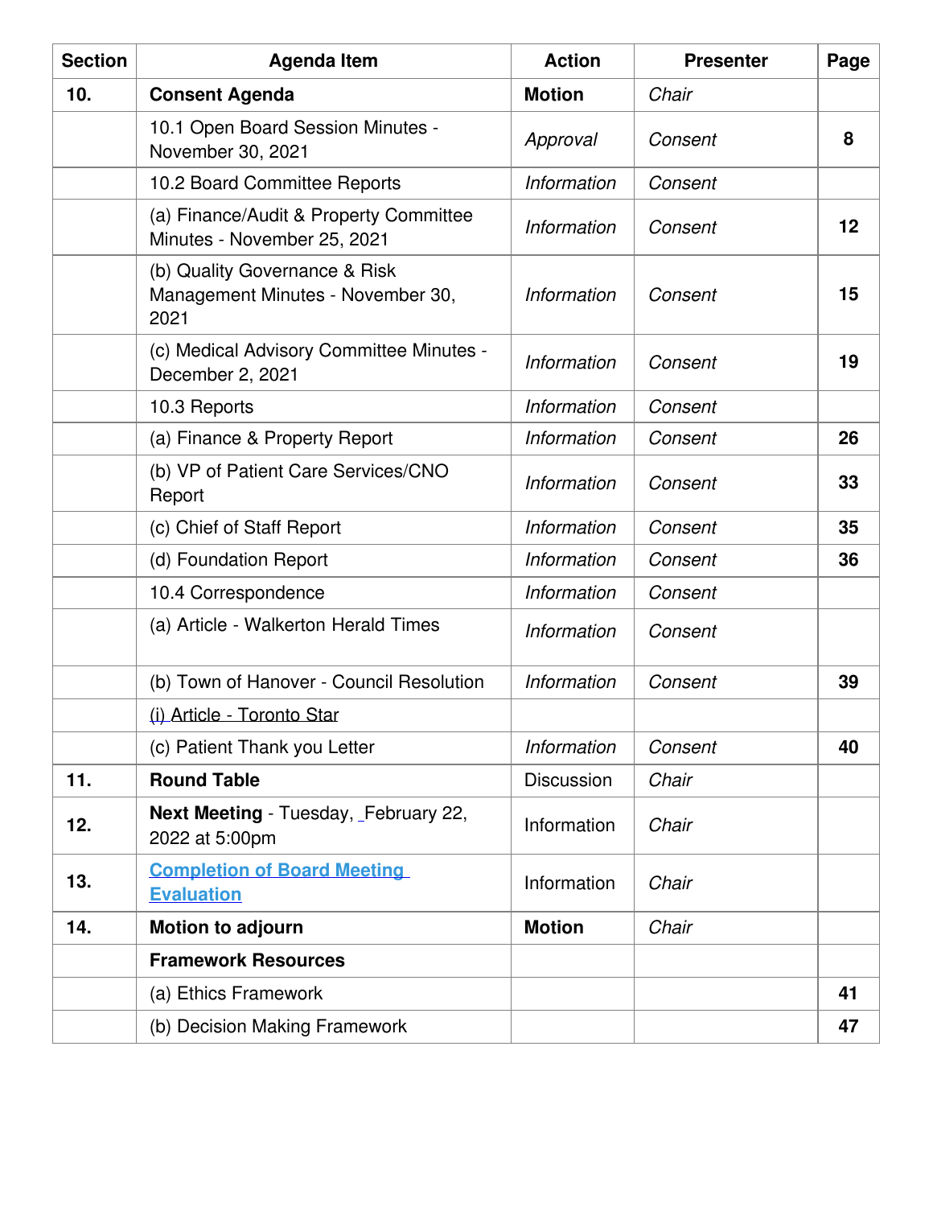| Section | Agenda Item | Action | Presenter | Page |
|---|---|---|---|---|
| **10.** | **Consent Agenda** | **Motion** | *Chair* | |
| | 10.1 Open Board Session Minutes - November 30, 2021 | *Approval* | *Consent* | **8** |
| | 10.2 Board Committee Reports | *Information* | *Consent* | |
| | (a) Finance/Audit & Property Committee Minutes - November 25, 2021 | *Information* | *Consent* | **12** |
| | (b) Quality Governance & Risk Management Minutes - November 30, 2021 | *Information* | *Consent* | **15** |
| | (c) Medical Advisory Committee Minutes - December 2, 2021 | *Information* | *Consent* | **19** |
| | 10.3 Reports | *Information* | *Consent* | |
| | (a) Finance & Property Report | *Information* | *Consent* | **26** |
| | (b) VP of Patient Care Services/CNO Report | *Information* | *Consent* | **33** |
| | (c) Chief of Staff Report | *Information* | *Consent* | **35** |
| | (d) Foundation Report | *Information* | *Consent* | **36** |
| | 10.4 Correspondence | *Information* | *Consent* | |
| | (a) Article - Walkerton Herald Times | *Information* | *Consent* | |
| | (b) Town of Hanover - Council Resolution | *Information* | *Consent* | **39** |
| | (i) Article - Toronto Star | | | |
| | (c) Patient Thank you Letter | *Information* | *Consent* | **40** |
| **11.** | **Round Table** | Discussion | *Chair* | |
| **12.** | **Next Meeting** - Tuesday, February 22, 2022 at 5:00pm | Information | *Chair* | |
| **13.** | **Completion of Board Meeting Evaluation** | Information | *Chair* | |
| **14.** | **Motion to adjourn** | **Motion** | *Chair* | |
| | **Framework Resources** | | | |
| | (a) Ethics Framework | | | **41** |
| | (b) Decision Making Framework | | | **47** |